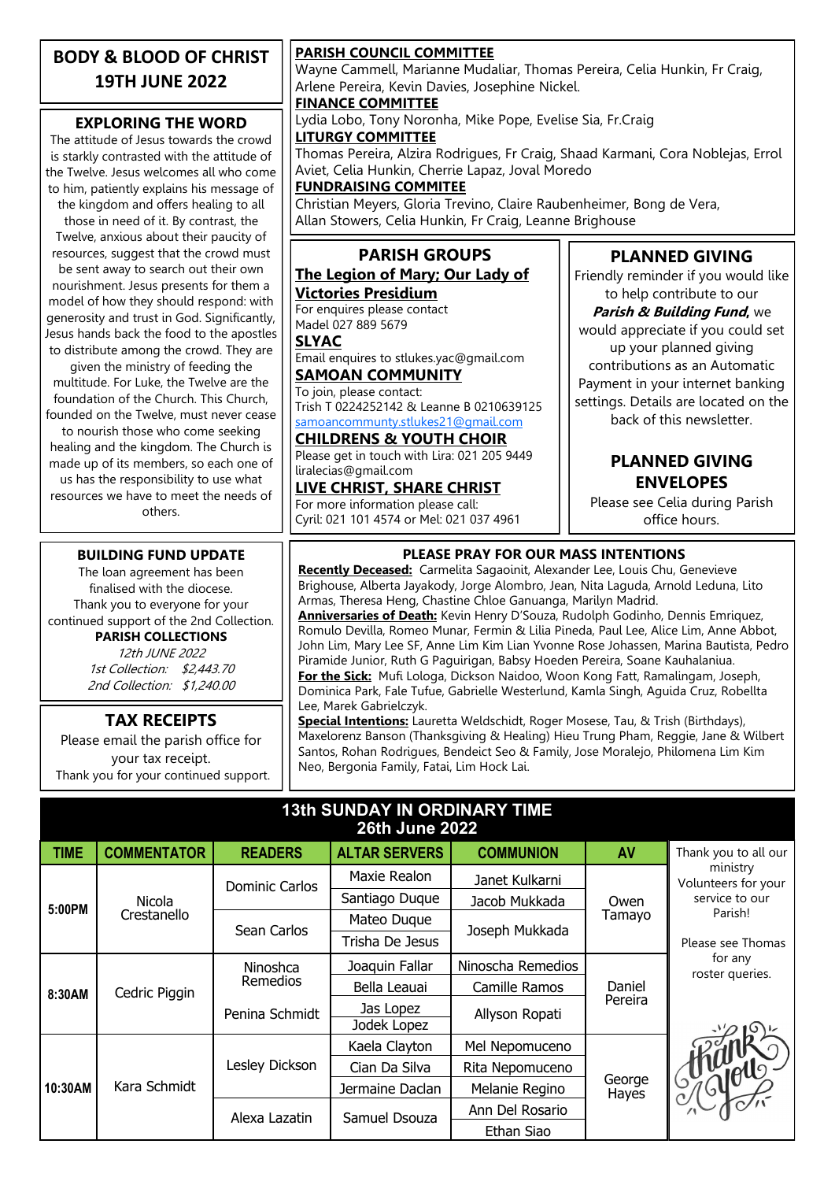# BODY & BLOOD OF CHRIST
## 19TH JUNE 2022

### EXPLORING THE WORD

The attitude of Jesus towards the crowd is starkly contrasted with the attitude of the Twelve. Jesus welcomes all who come to him, patiently explains his message of the kingdom and offers healing to all those in need of it. By contrast, the Twelve, anxious about their paucity of resources, suggest that the crowd must be sent away to search out their own nourishment. Jesus presents for them a model of how they should respond: with generosity and trust in God. Significantly, Jesus hands back the food to the apostles to distribute among the crowd. They are given the ministry of feeding the multitude. For Luke, the Twelve are the foundation of the Church. This Church, founded on the Twelve, must never cease to nourish those who come seeking healing and the kingdom. The Church is made up of its members, so each one of us has the responsibility to use what resources we have to meet the needs of others.

### BUILDING FUND UPDATE

The loan agreement has been finalised with the diocese.
Thank you to everyone for your continued support of the 2nd Collection.

**PARISH COLLECTIONS**

*12th JUNE 2022*
*1st Collection: $2,443.70*
*2nd Collection: $1,240.00*

### TAX RECEIPTS

Please email the parish office for your tax receipt.
Thank you for your continued support.

**PARISH COUNCIL COMMITTEE**
Wayne Cammell, Marianne Mudaliar, Thomas Pereira, Celia Hunkin, Fr Craig, Arlene Pereira, Kevin Davies, Josephine Nickel.

**FINANCE COMMITTEE**
Lydia Lobo, Tony Noronha, Mike Pope, Evelise Sia, Fr.Craig

**LITURGY COMMITTEE**
Thomas Pereira, Alzira Rodrigues, Fr Craig, Shaad Karmani, Cora Noblejas, Errol Aviet, Celia Hunkin, Cherrie Lapaz, Joval Moredo

**FUNDRAISING COMMITEE**
Christian Meyers, Gloria Trevino, Claire Raubenheimer, Bong de Vera, Allan Stowers, Celia Hunkin, Fr Craig, Leanne Brighouse

### PARISH GROUPS

**The Legion of Mary; Our Lady of Victories Presidium**
For enquires please contact
Madel 027 889 5679

**SLYAC**
Email enquires to stlukes.yac@gmail.com

**SAMOAN COMMUNITY**
To join, please contact:
Trish T 0224252142 & Leanne B 0210639125
samoancommunty.stlukes21@gmail.com

**CHILDRENS & YOUTH CHOIR**
Please get in touch with Lira: 021 205 9449
liralecias@gmail.com

**LIVE CHRIST, SHARE CHRIST**
For more information please call:
Cyril: 021 101 4574 or Mel: 021 037 4961

### PLANNED GIVING

Friendly reminder if you would like to help contribute to our ***Parish & Building Fund***, we would appreciate if you could set up your planned giving contributions as an Automatic Payment in your internet banking settings. Details are located on the back of this newsletter.

### PLANNED GIVING ENVELOPES

Please see Celia during Parish office hours.

### PLEASE PRAY FOR OUR MASS INTENTIONS

**Recently Deceased:** Carmelita Sagaoinit, Alexander Lee, Louis Chu, Genevieve Brighouse, Alberta Jayakody, Jorge Alombro, Jean, Nita Laguda, Arnold Leduna, Lito Armas, Theresa Heng, Chastine Chloe Ganuanga, Marilyn Madrid.

**Anniversaries of Death:** Kevin Henry D'Souza, Rudolph Godinho, Dennis Emriquez, Romulo Devilla, Romeo Munar, Fermin & Lilia Pineda, Paul Lee, Alice Lim, Anne Abbot, John Lim, Mary Lee SF, Anne Lim Kim Lian Yvonne Rose Johassen, Marina Bautista, Pedro Piramide Junior, Ruth G Paguirigan, Babsy Hoeden Pereira, Soane Kauhalaniua.

**For the Sick:** Mufi Lologa, Dickson Naidoo, Woon Kong Fatt, Ramalingam, Joseph, Dominica Park, Fale Tufue, Gabrielle Westerlund, Kamla Singh, Aguida Cruz, Robellta Lee, Marek Gabrielczyk.

**Special Intentions:** Lauretta Weldschidt, Roger Mosese, Tau, & Trish (Birthdays), Maxelorenz Banson (Thanksgiving & Healing) Hieu Trung Pham, Reggie, Jane & Wilbert Santos, Rohan Rodrigues, Bendeict Seo & Family, Jose Moralejo, Philomena Lim Kim Neo, Bergonia Family, Fatai, Lim Hock Lai.

### 13th SUNDAY IN ORDINARY TIME
### 26th June 2022

| TIME | COMMENTATOR | READERS | ALTAR SERVERS | COMMUNION | AV |
|---|---|---|---|---|---|
| 5:00PM | Nicola Crestanello | Dominic Carlos | Maxie Realon | Janet Kulkarni | Owen Tamayo |
| | | | Santiago Duque | Jacob Mukkada | |
| | | Sean Carlos | Mateo Duque | Joseph Mukkada | |
| | | | Trisha De Jesus | | |
| 8:30AM | Cedric Piggin | Ninoshca Remedios | Joaquin Fallar | Ninoscha Remedios | Daniel Pereira |
| | | | Bella Leauai | Camille Ramos | |
| | | Penina Schmidt | Jas Lopez | Allyson Ropati | |
| | | | Jodek Lopez | | |
| 10:30AM | Kara Schmidt | Lesley Dickson | Kaela Clayton | Mel Nepomuceno | George Hayes |
| | | | Cian Da Silva | Rita Nepomuceno | |
| | | | Jermaine Daclan | Melanie Regino | |
| | | Alexa Lazatin | Samuel Dsouza | Ann Del Rosario | |
| | | | | Ethan Siao | |

Thank you to all our ministry Volunteers for your service to our Parish!

Please see Thomas for any roster queries.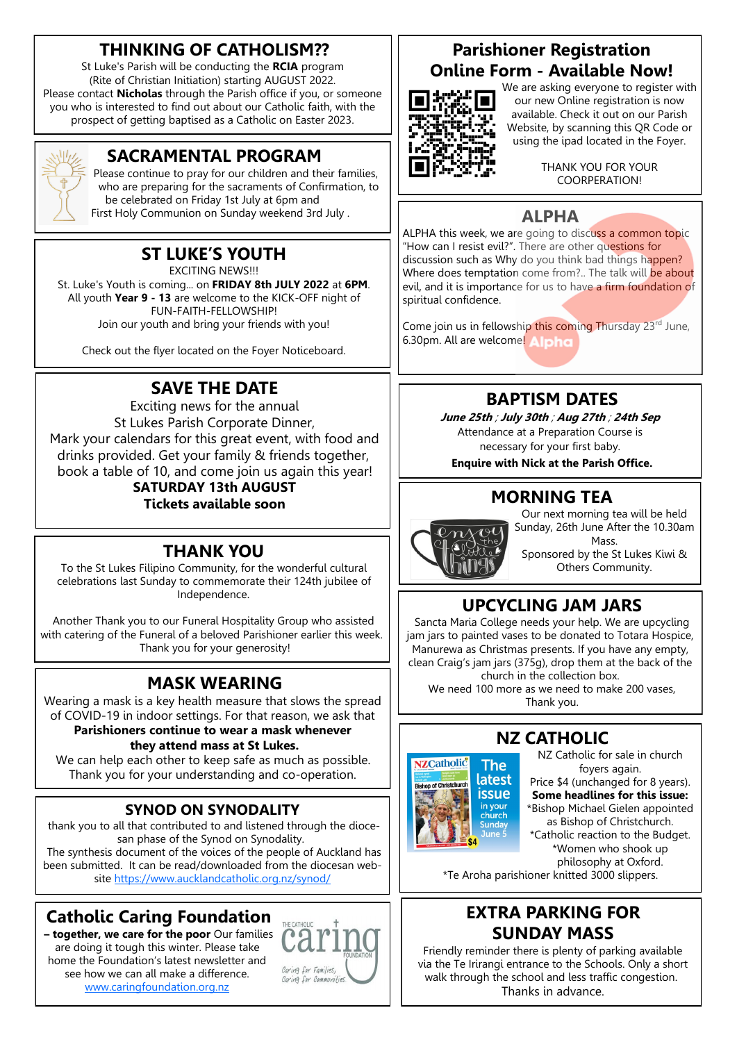## THINKING OF CATHOLISM??

St Luke's Parish will be conducting the **RCIA** program (Rite of Christian Initiation) starting AUGUST 2022. Please contact **Nicholas** through the Parish office if you, or someone you who is interested to find out about our Catholic faith, with the prospect of getting baptised as a Catholic on Easter 2023.

## SACRAMENTAL PROGRAM

Please continue to pray for our children and their families, who are preparing for the sacraments of Confirmation, to be celebrated on Friday 1st July at 6pm and First Holy Communion on Sunday weekend 3rd July .

## ST LUKE'S YOUTH

EXCITING NEWS!!!

St. Luke's Youth is coming... on **FRIDAY 8th JULY 2022** at **6PM**. All youth **Year 9 - 13** are welcome to the KICK-OFF night of FUN-FAITH-FELLOWSHIP!

Join our youth and bring your friends with you!

Check out the flyer located on the Foyer Noticeboard.

## SAVE THE DATE

Exciting news for the annual St Lukes Parish Corporate Dinner, Mark your calendars for this great event, with food and drinks provided. Get your family & friends together, book a table of 10, and come join us again this year!

**SATURDAY 13th AUGUST**

**Tickets available soon**

## THANK YOU

To the St Lukes Filipino Community, for the wonderful cultural celebrations last Sunday to commemorate their 124th jubilee of Independence.

Another Thank you to our Funeral Hospitality Group who assisted with catering of the Funeral of a beloved Parishioner earlier this week. Thank you for your generosity!

## MASK WEARING

Wearing a mask is a key health measure that slows the spread of COVID-19 in indoor settings. For that reason, we ask that **Parishioners continue to wear a mask whenever they attend mass at St Lukes.**

We can help each other to keep safe as much as possible. Thank you for your understanding and co-operation.

## SYNOD ON SYNODALITY

thank you to all that contributed to and listened through the diocesan phase of the Synod on Synodality.

The synthesis document of the voices of the people of Auckland has been submitted. It can be read/downloaded from the diocesan website https://www.aucklandcatholic.org.nz/synod/

## Catholic Caring Foundation

**– together, we care for the poor** Our families are doing it tough this winter. Please take home the Foundation's latest newsletter and see how we can all make a difference.

www.caringfoundation.org.nz

THE CATHOLIC caring FOUNDATION

Caring for Families, Caring for Communities

## Parishioner Registration Online Form - Available Now!

We are asking everyone to register with our new Online registration is now available. Check it out on our Parish Website, by scanning this QR Code or using the ipad located in the Foyer.

THANK YOU FOR YOUR COORPERATION!

## ALPHA

ALPHA this week, we are going to discuss a common topic "How can I resist evil?". There are other questions for discussion such as Why do you think bad things happen? Where does temptation come from?.. The talk will be about evil, and it is importance for us to have a firm foundation of spiritual confidence.

Come join us in fellowship this coming Thursday 23rd June, 6.30pm. All are welcome!

## BAPTISM DATES

***June 25th ; July 30th ; Aug 27th ; 24th Sep***

Attendance at a Preparation Course is necessary for your first baby.

**Enquire with Nick at the Parish Office.**

## MORNING TEA

Our next morning tea will be held Sunday, 26th June After the 10.30am Mass.

Sponsored by the St Lukes Kiwi & Others Community.

## UPCYCLING JAM JARS

Sancta Maria College needs your help. We are upcycling jam jars to painted vases to be donated to Totara Hospice, Manurewa as Christmas presents. If you have any empty, clean Craig's jam jars (375g), drop them at the back of the church in the collection box.

We need 100 more as we need to make 200 vases, Thank you.

## NZ CATHOLIC

NZ Catholic for sale in church foyers again.

Price $4 (unchanged for 8 years).

**Some headlines for this issue:**

*Bishop Michael Gielen appointed as Bishop of Christchurch.

*Catholic reaction to the Budget.

*Women who shook up philosophy at Oxford.

*Te Aroha parishioner knitted 3000 slippers.

## EXTRA PARKING FOR SUNDAY MASS

Friendly reminder there is plenty of parking available via the Te Irirangi entrance to the Schools. Only a short walk through the school and less traffic congestion. Thanks in advance.